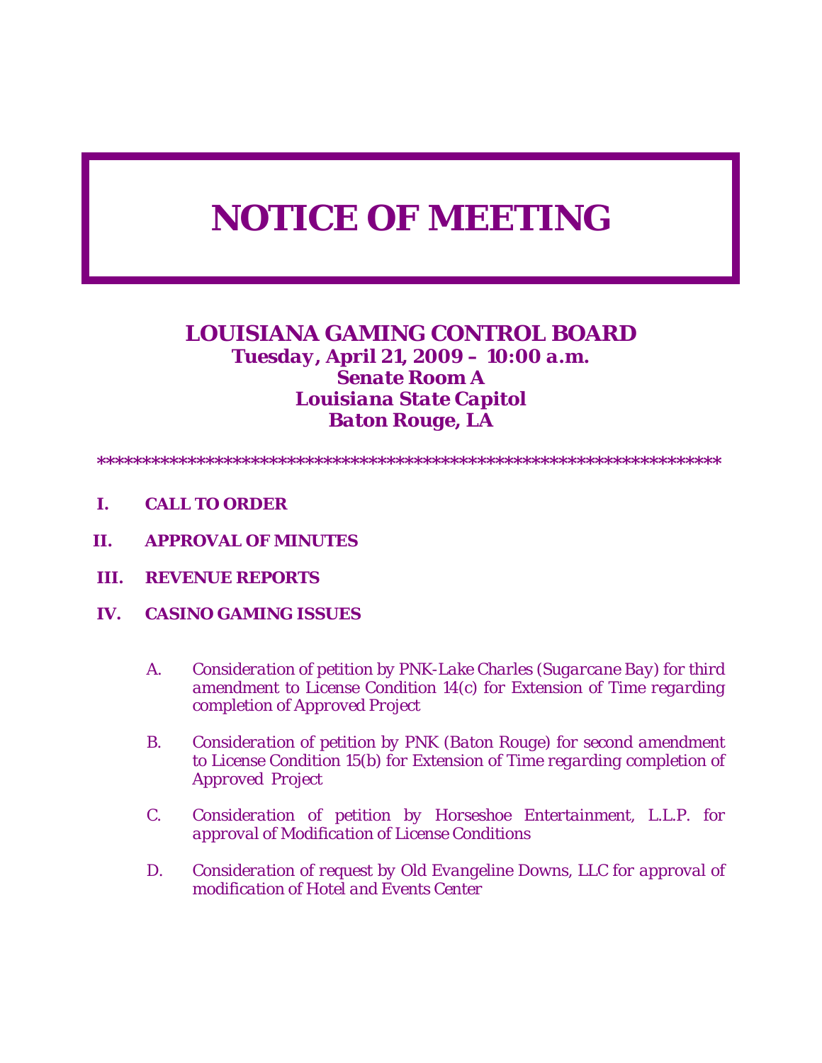# NOTICE OF MEETING

## LOUISIANA GAMING CONTROL BOARD

***Tuesday, April 21, 2009 – 10:00 a.m.***
***Senate Room A***
***Louisiana State Capitol***
***Baton Rouge, LA***

*********************************************************************

**I. CALL TO ORDER**

**II. APPROVAL OF MINUTES**

**III. REVENUE REPORTS**

**IV. CASINO GAMING ISSUES**

A. *Consideration of petition by PNK-Lake Charles (Sugarcane Bay) for third amendment to License Condition 14(c) for Extension of Time regarding completion of Approved Project*

B. *Consideration of petition by PNK (Baton Rouge) for second amendment to License Condition 15(b) for Extension of Time regarding completion of Approved Project*

C. *Consideration of petition by Horseshoe Entertainment, L.L.P. for approval of Modification of License Conditions*

D. *Consideration of request by Old Evangeline Downs, LLC for approval of modification of Hotel and Events Center*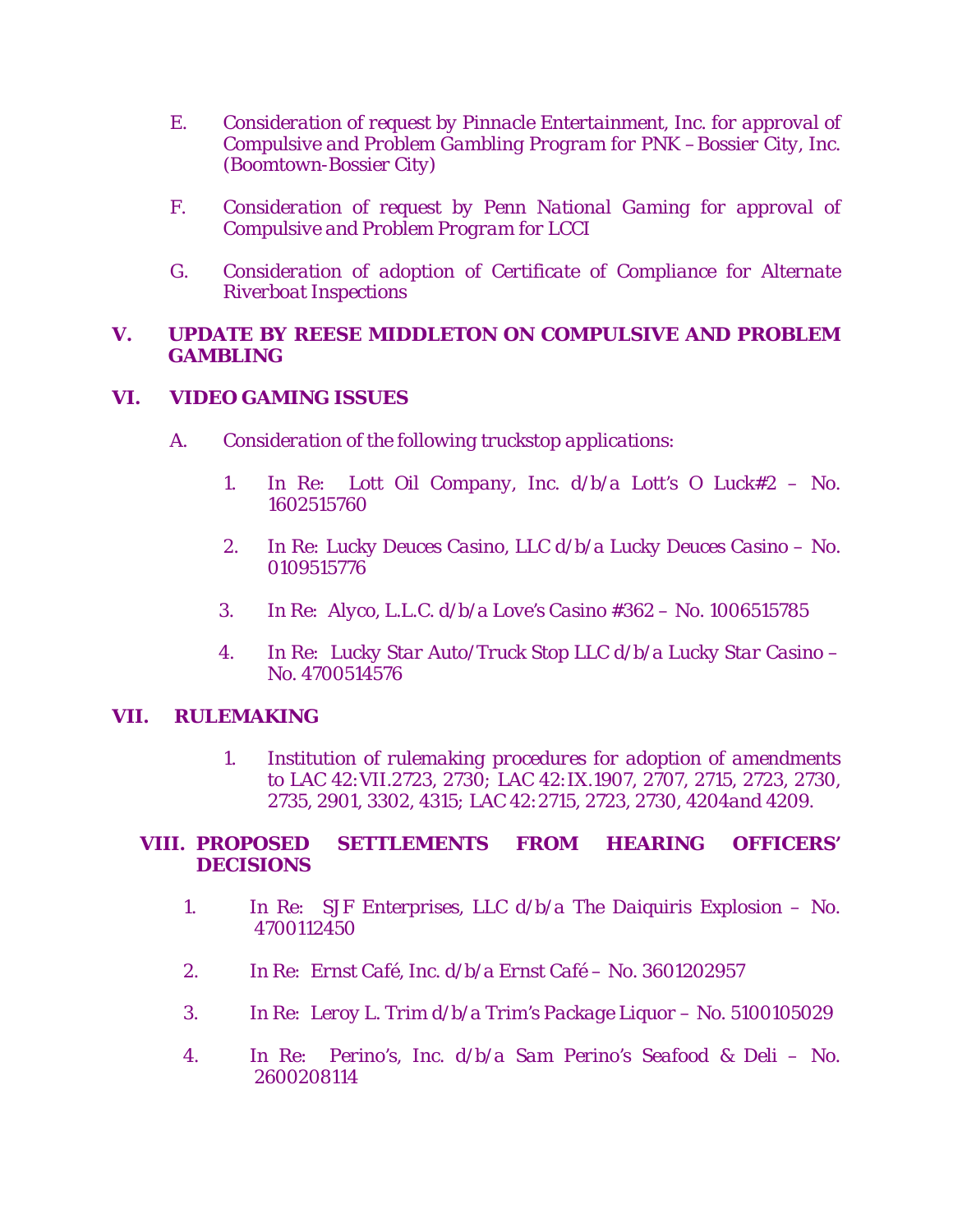E. *Consideration of request by Pinnacle Entertainment, Inc. for approval of Compulsive and Problem Gambling Program for PNK – Bossier City, Inc. (Boomtown-Bossier City)*

F. *Consideration of request by Penn National Gaming for approval of Compulsive and Problem Program for LCCI*

G. *Consideration of adoption of Certificate of Compliance for Alternate Riverboat Inspections*

## V. UPDATE BY REESE MIDDLETON ON COMPULSIVE AND PROBLEM GAMBLING

## VI. VIDEO GAMING ISSUES

A. *Consideration of the following truckstop applications:*

1. *In Re: Lott Oil Company, Inc. d/b/a Lott's O Luck#2 – No. 1602515760*

2. *In Re: Lucky Deuces Casino, LLC d/b/a Lucky Deuces Casino – No. 0109515776*

3. *In Re: Alyco, L.L.C. d/b/a Love's Casino #362 – No. 1006515785*

4. *In Re: Lucky Star Auto/Truck Stop LLC d/b/a Lucky Star Casino – No. 4700514576*

## VII. RULEMAKING

1. *Institution of rulemaking procedures for adoption of amendments to LAC 42:VII.2723, 2730; LAC 42:IX.1907, 2707, 2715, 2723, 2730, 2735, 2901, 3302, 4315; LAC 42:2715, 2723, 2730, 4204and 4209.*

## VIII. PROPOSED SETTLEMENTS FROM HEARING OFFICERS' DECISIONS

1. *In Re: SJF Enterprises, LLC d/b/a The Daiquiris Explosion – No. 4700112450*

2. *In Re: Ernst Café, Inc. d/b/a Ernst Café – No. 3601202957*

3. *In Re: Leroy L. Trim d/b/a Trim's Package Liquor – No. 5100105029*

4. *In Re: Perino's, Inc. d/b/a Sam Perino's Seafood & Deli – No. 2600208114*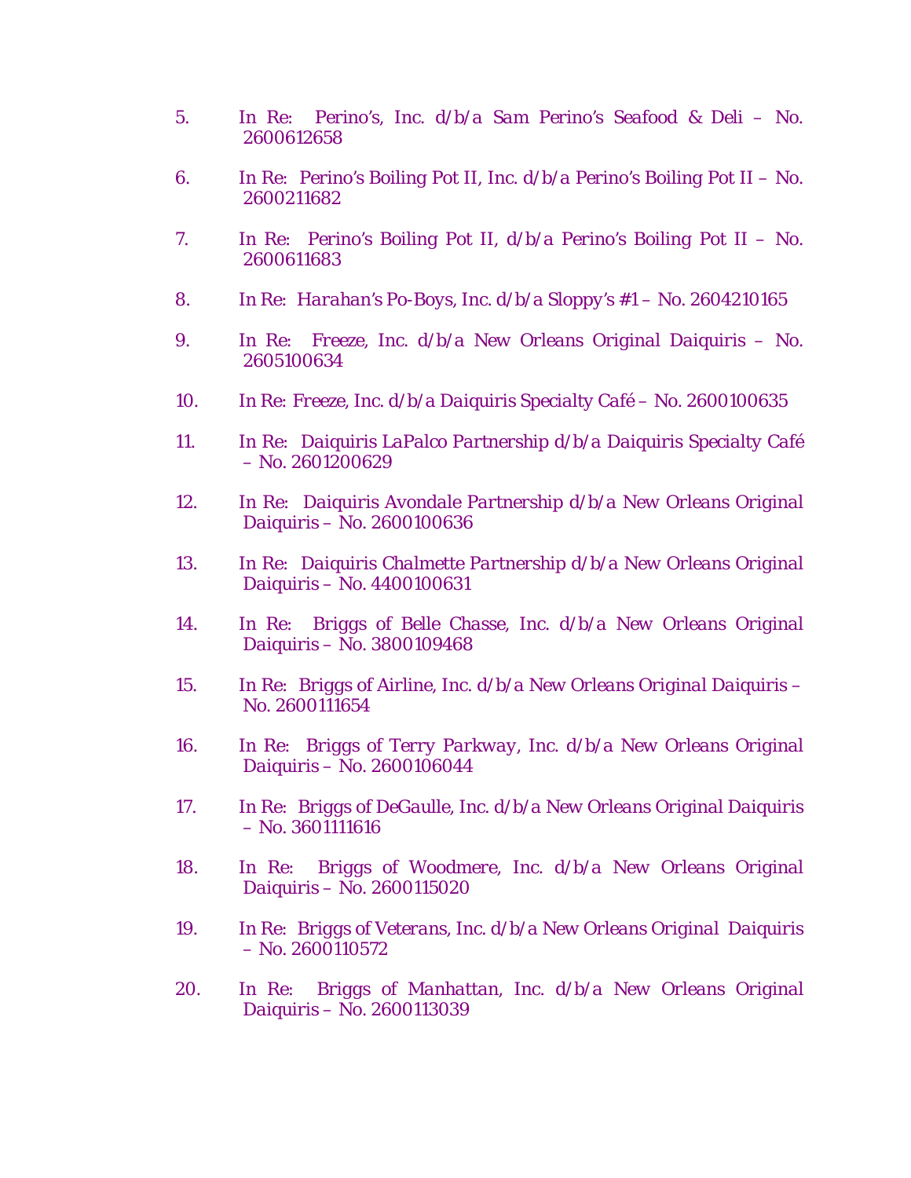5. In Re: Perino's, Inc. d/b/a Sam Perino's Seafood & Deli – No. 2600612658

6. In Re: Perino's Boiling Pot II, Inc. d/b/a Perino's Boiling Pot II – No. 2600211682

7. In Re: Perino's Boiling Pot II, d/b/a Perino's Boiling Pot II – No. 2600611683

8. In Re: Harahan's Po-Boys, Inc. d/b/a Sloppy's #1 – No. 2604210165

9. In Re: Freeze, Inc. d/b/a New Orleans Original Daiquiris – No. 2605100634

10. In Re: Freeze, Inc. d/b/a Daiquiris Specialty Café – No. 2600100635

11. In Re: Daiquiris LaPalco Partnership d/b/a Daiquiris Specialty Café – No. 2601200629

12. In Re: Daiquiris Avondale Partnership d/b/a New Orleans Original Daiquiris – No. 2600100636

13. In Re: Daiquiris Chalmette Partnership d/b/a New Orleans Original Daiquiris – No. 4400100631

14. In Re: Briggs of Belle Chasse, Inc. d/b/a New Orleans Original Daiquiris – No. 3800109468

15. In Re: Briggs of Airline, Inc. d/b/a New Orleans Original Daiquiris – No. 2600111654

16. In Re: Briggs of Terry Parkway, Inc. d/b/a New Orleans Original Daiquiris – No. 2600106044

17. In Re: Briggs of DeGaulle, Inc. d/b/a New Orleans Original Daiquiris – No. 3601111616

18. In Re: Briggs of Woodmere, Inc. d/b/a New Orleans Original Daiquiris – No. 2600115020

19. In Re: Briggs of Veterans, Inc. d/b/a New Orleans Original Daiquiris – No. 2600110572

20. In Re: Briggs of Manhattan, Inc. d/b/a New Orleans Original Daiquiris – No. 2600113039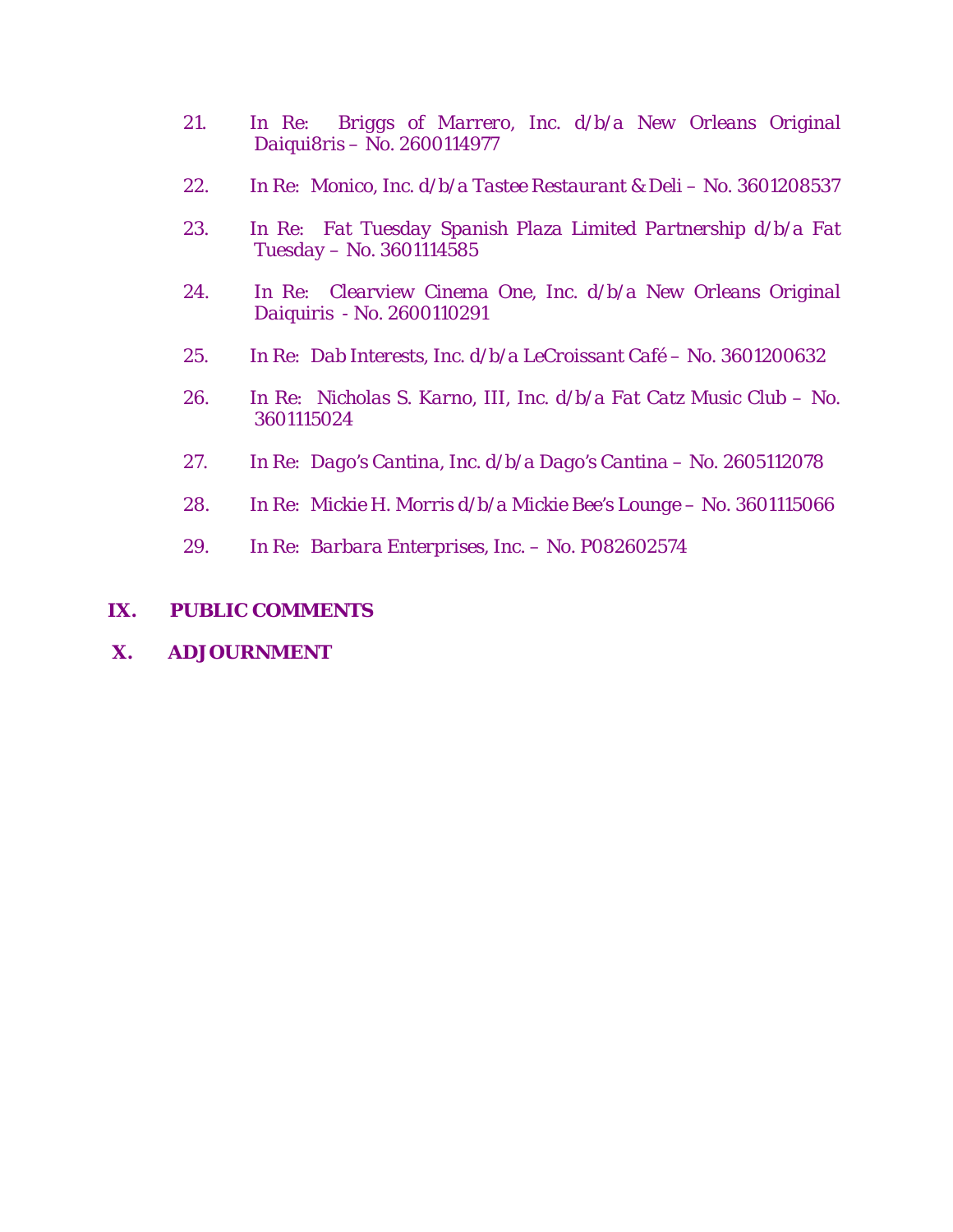21. *In Re: Briggs of Marrero, Inc. d/b/a New Orleans Original Daiqui8ris – No. 2600114977*

22. *In Re: Monico, Inc. d/b/a Tastee Restaurant & Deli – No. 3601208537*

23. *In Re: Fat Tuesday Spanish Plaza Limited Partnership d/b/a Fat Tuesday – No. 3601114585*

24. *In Re: Clearview Cinema One, Inc. d/b/a New Orleans Original Daiquiris - No. 2600110291*

25. *In Re: Dab Interests, Inc. d/b/a LeCroissant Café – No. 3601200632*

26. *In Re: Nicholas S. Karno, III, Inc. d/b/a Fat Catz Music Club – No. 3601115024*

27. *In Re: Dago's Cantina, Inc. d/b/a Dago's Cantina – No. 2605112078*

28. *In Re: Mickie H. Morris d/b/a Mickie Bee's Lounge – No. 3601115066*

29. *In Re: Barbara Enterprises, Inc. – No. P082602574*

## IX. PUBLIC COMMENTS

## X. ADJOURNMENT